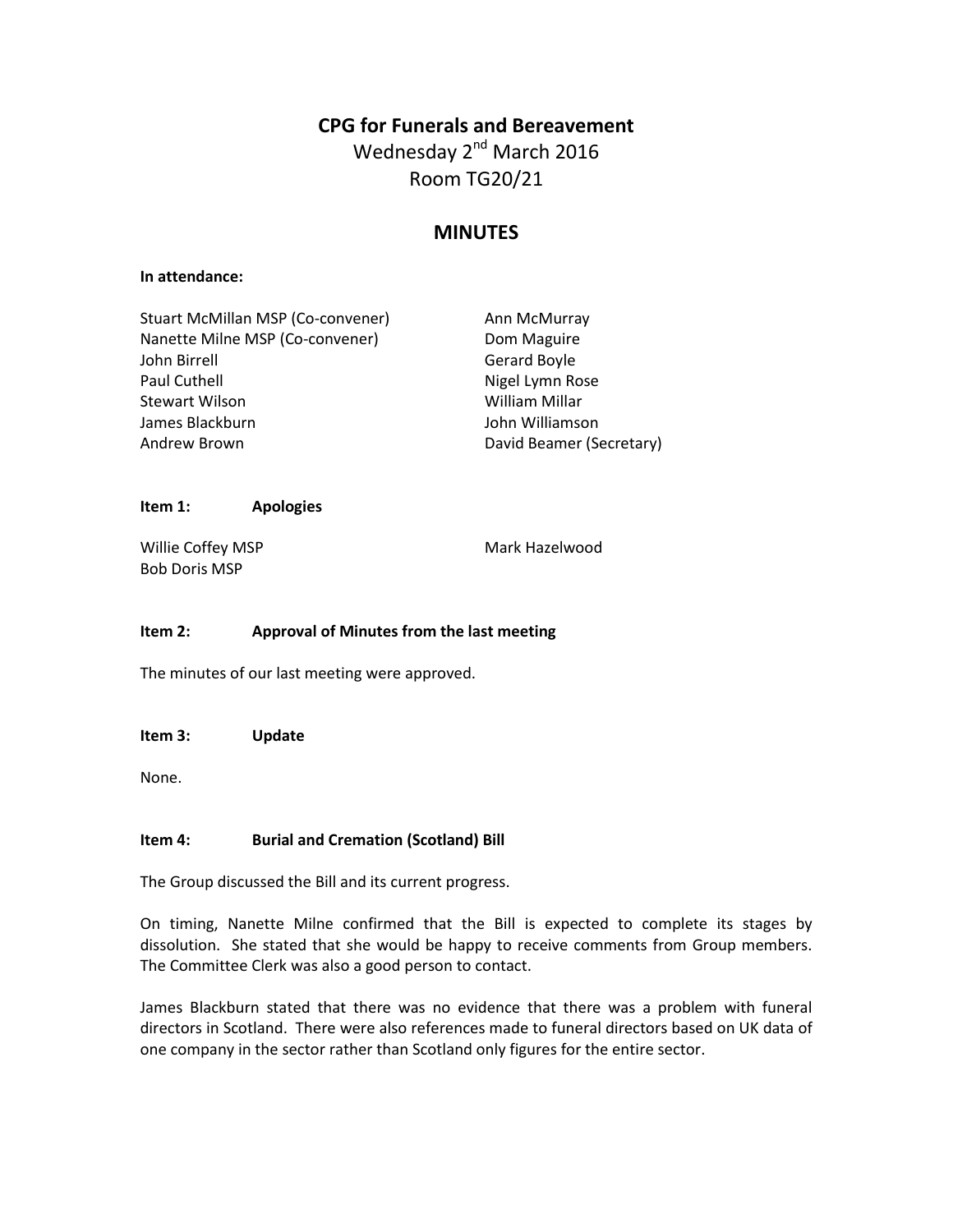# CPG for Funerals and Bereavement

Wednesday 2nd March 2016

Room TG20/21

## MINUTES

**In attendance:**

Stuart McMillan MSP (Co-convener)
Nanette Milne MSP (Co-convener)
John Birrell
Paul Cuthell
Stewart Wilson
James Blackburn
Andrew Brown
Ann McMurray
Dom Maguire
Gerard Boyle
Nigel Lymn Rose
William Millar
John Williamson
David Beamer (Secretary)

**Item 1: Apologies**

Willie Coffey MSP
Bob Doris MSP
Mark Hazelwood

**Item 2: Approval of Minutes from the last meeting**

The minutes of our last meeting were approved.

**Item 3: Update**

None.

**Item 4: Burial and Cremation (Scotland) Bill**

The Group discussed the Bill and its current progress.

On timing, Nanette Milne confirmed that the Bill is expected to complete its stages by dissolution. She stated that she would be happy to receive comments from Group members. The Committee Clerk was also a good person to contact.

James Blackburn stated that there was no evidence that there was a problem with funeral directors in Scotland. There were also references made to funeral directors based on UK data of one company in the sector rather than Scotland only figures for the entire sector.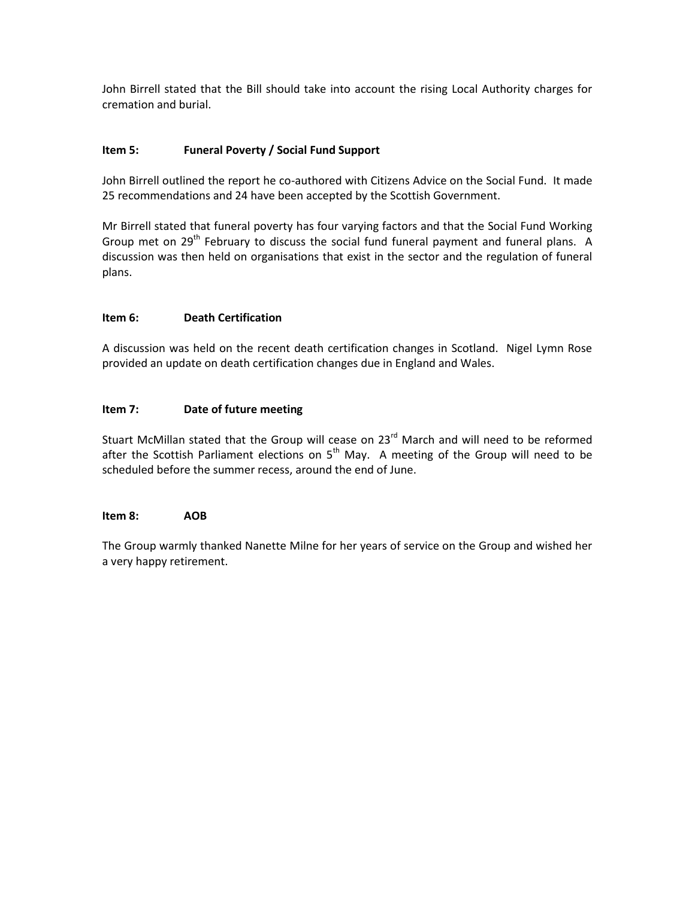John Birrell stated that the Bill should take into account the rising Local Authority charges for cremation and burial.

**Item 5: Funeral Poverty / Social Fund Support**

John Birrell outlined the report he co-authored with Citizens Advice on the Social Fund. It made 25 recommendations and 24 have been accepted by the Scottish Government.

Mr Birrell stated that funeral poverty has four varying factors and that the Social Fund Working Group met on 29th February to discuss the social fund funeral payment and funeral plans. A discussion was then held on organisations that exist in the sector and the regulation of funeral plans.

**Item 6: Death Certification**

A discussion was held on the recent death certification changes in Scotland. Nigel Lymn Rose provided an update on death certification changes due in England and Wales.

**Item 7: Date of future meeting**

Stuart McMillan stated that the Group will cease on 23rd March and will need to be reformed after the Scottish Parliament elections on 5th May. A meeting of the Group will need to be scheduled before the summer recess, around the end of June.

**Item 8: AOB**

The Group warmly thanked Nanette Milne for her years of service on the Group and wished her a very happy retirement.